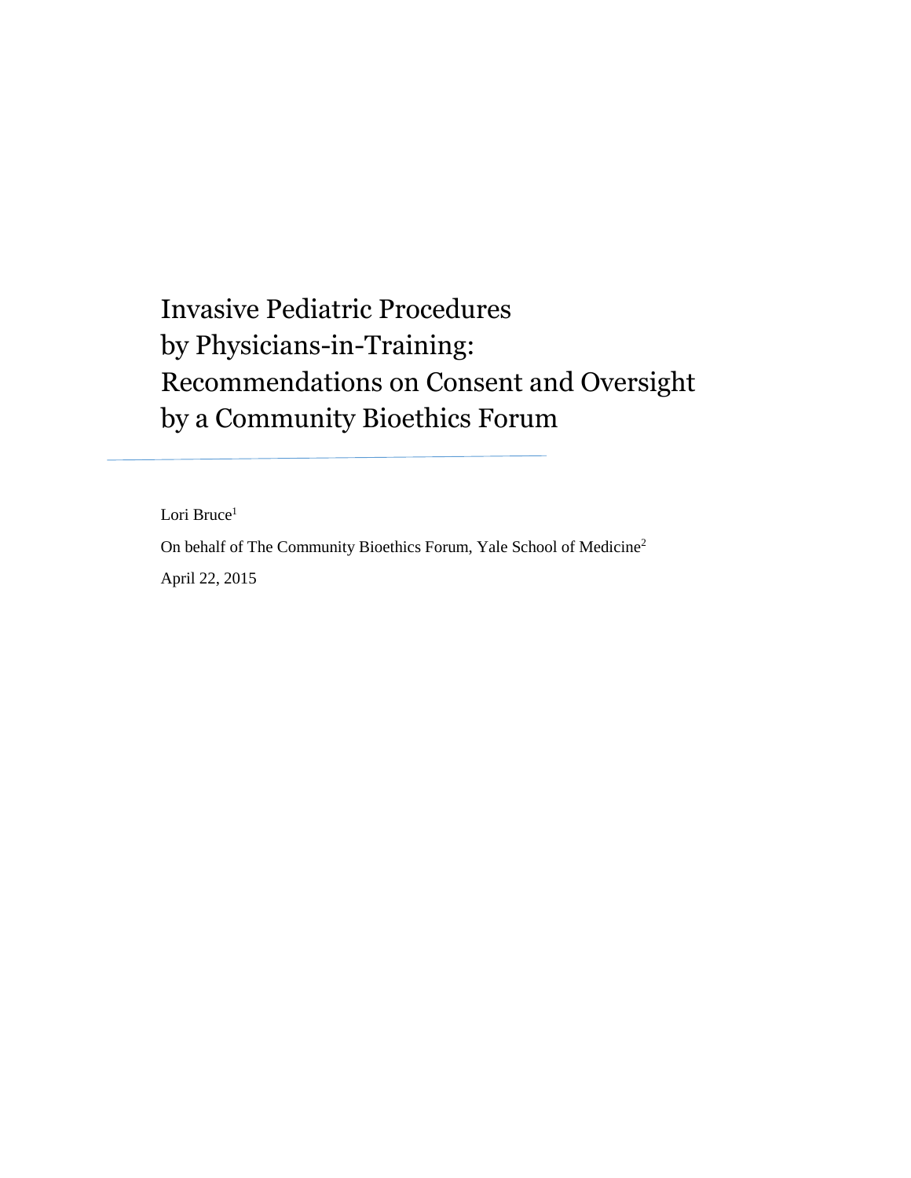# Invasive Pediatric Procedures by Physicians-in-Training: Recommendations on Consent and Oversight by a Community Bioethics Forum

Lori Bruce[1]

On behalf of The Community Bioethics Forum, Yale School of Medicine[2]

April 22, 2015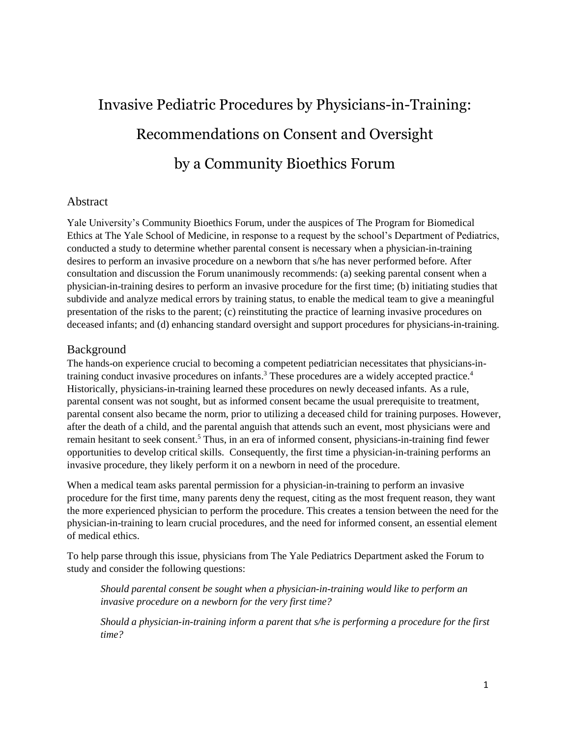# Invasive Pediatric Procedures by Physicians-in-Training: Recommendations on Consent and Oversight by a Community Bioethics Forum

## Abstract

Yale University's Community Bioethics Forum, under the auspices of The Program for Biomedical Ethics at The Yale School of Medicine, in response to a request by the school's Department of Pediatrics, conducted a study to determine whether parental consent is necessary when a physician-in-training desires to perform an invasive procedure on a newborn that s/he has never performed before. After consultation and discussion the Forum unanimously recommends: (a) seeking parental consent when a physician-in-training desires to perform an invasive procedure for the first time; (b) initiating studies that subdivide and analyze medical errors by training status, to enable the medical team to give a meaningful presentation of the risks to the parent; (c) reinstituting the practice of learning invasive procedures on deceased infants; and (d) enhancing standard oversight and support procedures for physicians-in-training.

## Background

The hands-on experience crucial to becoming a competent pediatrician necessitates that physicians-in-training conduct invasive procedures on infants.[3] These procedures are a widely accepted practice.[4] Historically, physicians-in-training learned these procedures on newly deceased infants. As a rule, parental consent was not sought, but as informed consent became the usual prerequisite to treatment, parental consent also became the norm, prior to utilizing a deceased child for training purposes. However, after the death of a child, and the parental anguish that attends such an event, most physicians were and remain hesitant to seek consent.[5] Thus, in an era of informed consent, physicians-in-training find fewer opportunities to develop critical skills. Consequently, the first time a physician-in-training performs an invasive procedure, they likely perform it on a newborn in need of the procedure.

When a medical team asks parental permission for a physician-in-training to perform an invasive procedure for the first time, many parents deny the request, citing as the most frequent reason, they want the more experienced physician to perform the procedure. This creates a tension between the need for the physician-in-training to learn crucial procedures, and the need for informed consent, an essential element of medical ethics.

To help parse through this issue, physicians from The Yale Pediatrics Department asked the Forum to study and consider the following questions:

> *Should parental consent be sought when a physician-in-training would like to perform an invasive procedure on a newborn for the very first time?*
>
> *Should a physician-in-training inform a parent that s/he is performing a procedure for the first time?*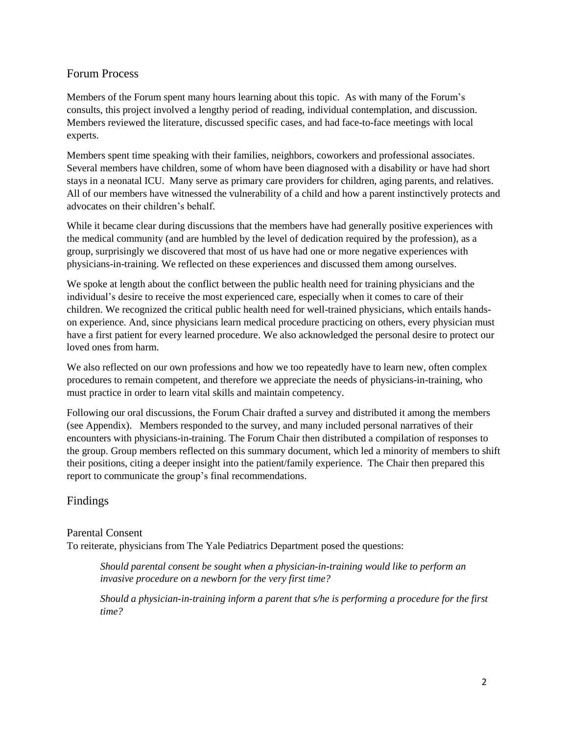## Forum Process

Members of the Forum spent many hours learning about this topic. As with many of the Forum's consults, this project involved a lengthy period of reading, individual contemplation, and discussion. Members reviewed the literature, discussed specific cases, and had face-to-face meetings with local experts.

Members spent time speaking with their families, neighbors, coworkers and professional associates. Several members have children, some of whom have been diagnosed with a disability or have had short stays in a neonatal ICU. Many serve as primary care providers for children, aging parents, and relatives. All of our members have witnessed the vulnerability of a child and how a parent instinctively protects and advocates on their children's behalf.

While it became clear during discussions that the members have had generally positive experiences with the medical community (and are humbled by the level of dedication required by the profession), as a group, surprisingly we discovered that most of us have had one or more negative experiences with physicians-in-training. We reflected on these experiences and discussed them among ourselves.

We spoke at length about the conflict between the public health need for training physicians and the individual's desire to receive the most experienced care, especially when it comes to care of their children. We recognized the critical public health need for well-trained physicians, which entails hands-on experience. And, since physicians learn medical procedure practicing on others, every physician must have a first patient for every learned procedure. We also acknowledged the personal desire to protect our loved ones from harm.

We also reflected on our own professions and how we too repeatedly have to learn new, often complex procedures to remain competent, and therefore we appreciate the needs of physicians-in-training, who must practice in order to learn vital skills and maintain competency.

Following our oral discussions, the Forum Chair drafted a survey and distributed it among the members (see Appendix). Members responded to the survey, and many included personal narratives of their encounters with physicians-in-training. The Forum Chair then distributed a compilation of responses to the group. Group members reflected on this summary document, which led a minority of members to shift their positions, citing a deeper insight into the patient/family experience. The Chair then prepared this report to communicate the group's final recommendations.

## Findings

### Parental Consent

To reiterate, physicians from The Yale Pediatrics Department posed the questions:

> *Should parental consent be sought when a physician-in-training would like to perform an invasive procedure on a newborn for the very first time?*
>
> *Should a physician-in-training inform a parent that s/he is performing a procedure for the first time?*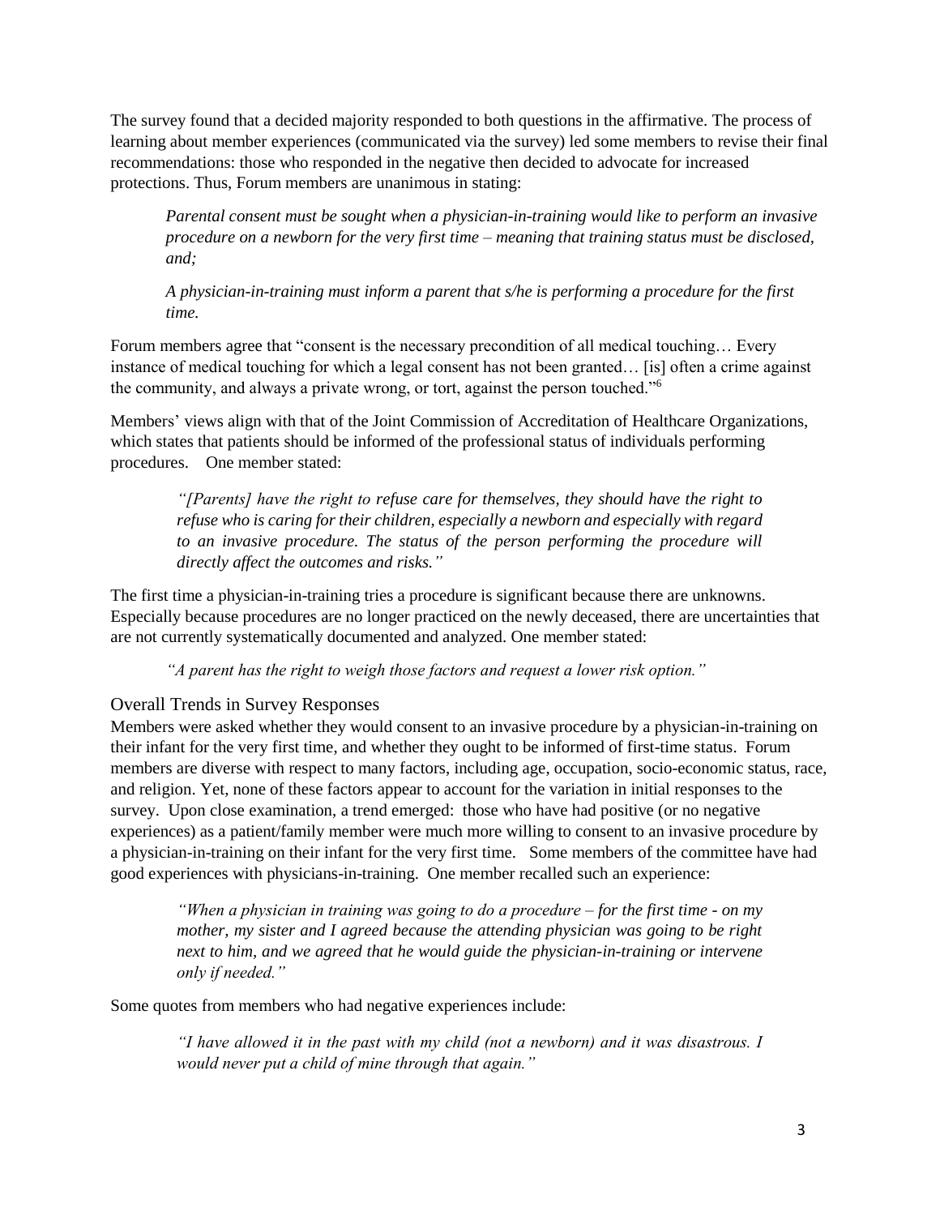The survey found that a decided majority responded to both questions in the affirmative. The process of learning about member experiences (communicated via the survey) led some members to revise their final recommendations: those who responded in the negative then decided to advocate for increased protections. Thus, Forum members are unanimous in stating:

> *Parental consent must be sought when a physician-in-training would like to perform an invasive procedure on a newborn for the very first time – meaning that training status must be disclosed, and;*
>
> *A physician-in-training must inform a parent that s/he is performing a procedure for the first time.*

Forum members agree that "consent is the necessary precondition of all medical touching… Every instance of medical touching for which a legal consent has not been granted… [is] often a crime against the community, and always a private wrong, or tort, against the person touched."[6]

Members' views align with that of the Joint Commission of Accreditation of Healthcare Organizations, which states that patients should be informed of the professional status of individuals performing procedures. One member stated:

> *"[Parents] have the right to refuse care for themselves, they should have the right to refuse who is caring for their children, especially a newborn and especially with regard to an invasive procedure. The status of the person performing the procedure will directly affect the outcomes and risks."*

The first time a physician-in-training tries a procedure is significant because there are unknowns. Especially because procedures are no longer practiced on the newly deceased, there are uncertainties that are not currently systematically documented and analyzed. One member stated:

> *"A parent has the right to weigh those factors and request a lower risk option."*

## Overall Trends in Survey Responses

Members were asked whether they would consent to an invasive procedure by a physician-in-training on their infant for the very first time, and whether they ought to be informed of first-time status. Forum members are diverse with respect to many factors, including age, occupation, socio-economic status, race, and religion. Yet, none of these factors appear to account for the variation in initial responses to the survey. Upon close examination, a trend emerged: those who have had positive (or no negative experiences) as a patient/family member were much more willing to consent to an invasive procedure by a physician-in-training on their infant for the very first time. Some members of the committee have had good experiences with physicians-in-training. One member recalled such an experience:

> *"When a physician in training was going to do a procedure – for the first time - on my mother, my sister and I agreed because the attending physician was going to be right next to him, and we agreed that he would guide the physician-in-training or intervene only if needed."*

Some quotes from members who had negative experiences include:

> *"I have allowed it in the past with my child (not a newborn) and it was disastrous. I would never put a child of mine through that again."*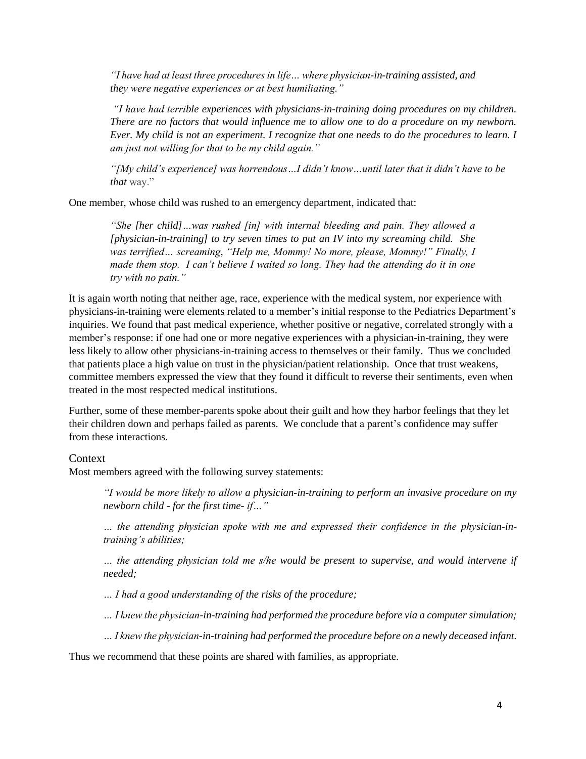> *"I have had at least three procedures in life… where physician-in-training assisted, and they were negative experiences or at best humiliating."*

> *"I have had terrible experiences with physicians-in-training doing procedures on my children. There are no factors that would influence me to allow one to do a procedure on my newborn. Ever. My child is not an experiment. I recognize that one needs to do the procedures to learn. I am just not willing for that to be my child again."*

> *"[My child's experience] was horrendous…I didn't know…until later that it didn't have to be **that** way."*

One member, whose child was rushed to an emergency department, indicated that:

> *"She [her child]…was rushed [in] with internal bleeding and pain. They allowed a [physician-in-training] to try seven times to put an IV into my screaming child. She was terrified… screaming, "Help me, Mommy! No more, please, Mommy!" Finally, I made them stop. I can't believe I waited so long. They had the attending do it in one try with no pain."*

It is again worth noting that neither age, race, experience with the medical system, nor experience with physicians-in-training were elements related to a member's initial response to the Pediatrics Department's inquiries. We found that past medical experience, whether positive or negative, correlated strongly with a member's response: if one had one or more negative experiences with a physician-in-training, they were less likely to allow other physicians-in-training access to themselves or their family. Thus we concluded that patients place a high value on trust in the physician/patient relationship. Once that trust weakens, committee members expressed the view that they found it difficult to reverse their sentiments, even when treated in the most respected medical institutions.

Further, some of these member-parents spoke about their guilt and how they harbor feelings that they let their children down and perhaps failed as parents. We conclude that a parent's confidence may suffer from these interactions.

## Context

Most members agreed with the following survey statements:

> *"I would be more likely to allow a physician-in-training to perform an invasive procedure on my newborn child - for the first time- if…"*

> *… the attending physician spoke with me and expressed their confidence in the physician-in-training's abilities;*

> *… the attending physician told me s/he would be present to supervise, and would intervene if needed;*

> *… I had a good understanding of the risks of the procedure;*

> *… I knew the physician-in-training had performed the procedure before via a computer simulation;*

> *… I knew the physician-in-training had performed the procedure before on a newly deceased infant.*

Thus we recommend that these points are shared with families, as appropriate.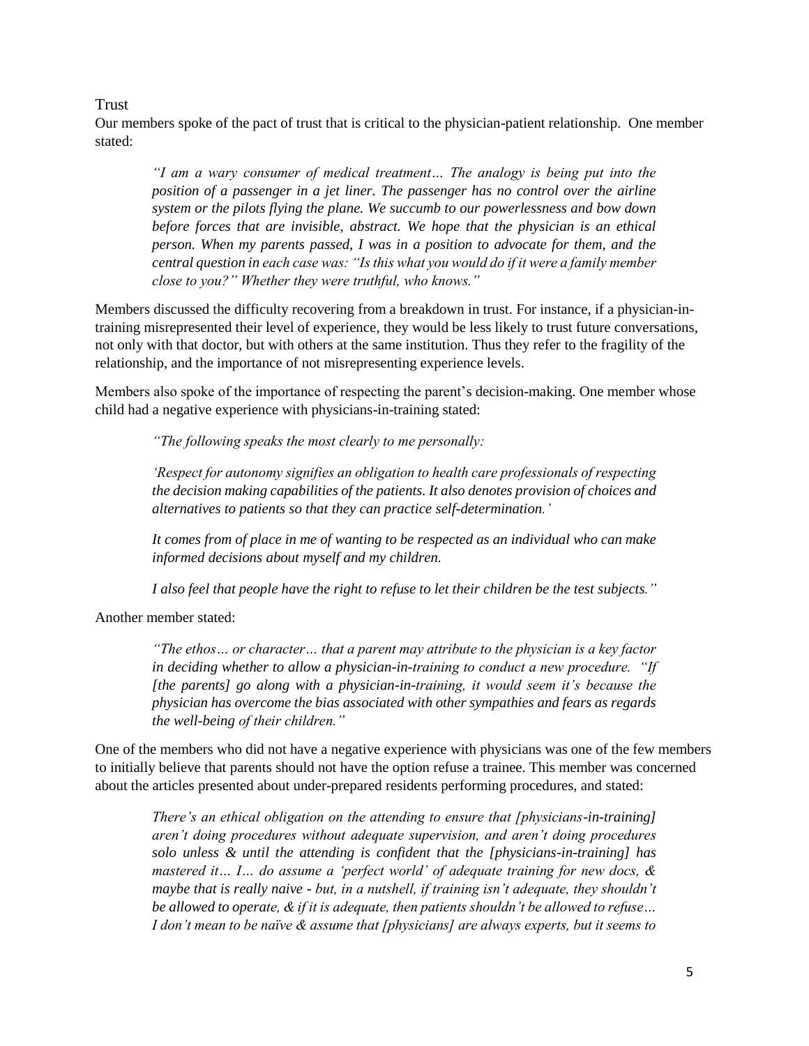## Trust

Our members spoke of the pact of trust that is critical to the physician-patient relationship. One member stated:

> *"I am a wary consumer of medical treatment… The analogy is being put into the position of a passenger in a jet liner. The passenger has no control over the airline system or the pilots flying the plane. We succumb to our powerlessness and bow down before forces that are invisible, abstract. We hope that the physician is an ethical person. When my parents passed, I was in a position to advocate for them, and the central question in each case was: "Is this what you would do if it were a family member close to you?" Whether they were truthful, who knows."*

Members discussed the difficulty recovering from a breakdown in trust. For instance, if a physician-in-training misrepresented their level of experience, they would be less likely to trust future conversations, not only with that doctor, but with others at the same institution. Thus they refer to the fragility of the relationship, and the importance of not misrepresenting experience levels.

Members also spoke of the importance of respecting the parent's decision-making. One member whose child had a negative experience with physicians-in-training stated:

> *"The following speaks the most clearly to me personally:*
>
> *'Respect for autonomy signifies an obligation to health care professionals of respecting the decision making capabilities of the patients. It also denotes provision of choices and alternatives to patients so that they can practice self-determination.'*
>
> *It comes from of place in me of wanting to be respected as an individual who can make informed decisions about myself and my children.*
>
> *I also feel that people have the right to refuse to let their children be the test subjects."*

Another member stated:

> *"The ethos… or character… that a parent may attribute to the physician is a key factor in deciding whether to allow a physician-in-training to conduct a new procedure. "If [the parents] go along with a physician-in-training, it would seem it's because the physician has overcome the bias associated with other sympathies and fears as regards the well-being of their children."*

One of the members who did not have a negative experience with physicians was one of the few members to initially believe that parents should not have the option refuse a trainee. This member was concerned about the articles presented about under-prepared residents performing procedures, and stated:

> *There's an ethical obligation on the attending to ensure that [physicians-in-training] aren't doing procedures without adequate supervision, and aren't doing procedures solo unless & until the attending is confident that the [physicians-in-training] has mastered it… I… do assume a 'perfect world' of adequate training for new docs, & maybe that is really naive - but, in a nutshell, if training isn't adequate, they shouldn't be allowed to operate, & if it is adequate, then patients shouldn't be allowed to refuse… I don't mean to be naïve & assume that [physicians] are always experts, but it seems to*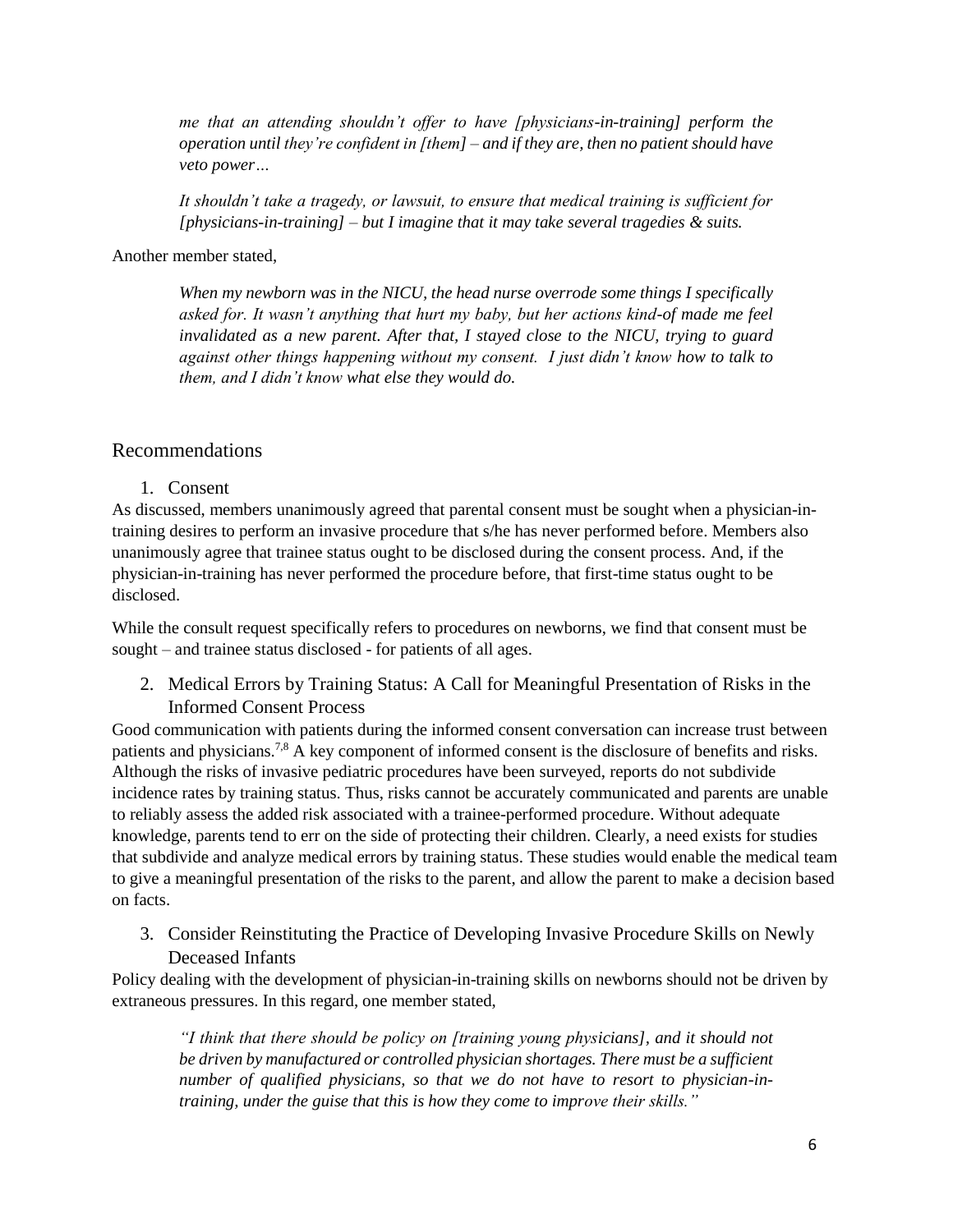*me that an attending shouldn't offer to have [physicians-in-training] perform the operation until they're confident in [them] – and if they are, then no patient should have veto power…*

*It shouldn't take a tragedy, or lawsuit, to ensure that medical training is sufficient for [physicians-in-training] – but I imagine that it may take several tragedies & suits.*

Another member stated,

*When my newborn was in the NICU, the head nurse overrode some things I specifically asked for. It wasn't anything that hurt my baby, but her actions kind-of made me feel invalidated as a new parent. After that, I stayed close to the NICU, trying to guard against other things happening without my consent. I just didn't know how to talk to them, and I didn't know what else they would do.*

## Recommendations

### 1. Consent

As discussed, members unanimously agreed that parental consent must be sought when a physician-in-training desires to perform an invasive procedure that s/he has never performed before. Members also unanimously agree that trainee status ought to be disclosed during the consent process. And, if the physician-in-training has never performed the procedure before, that first-time status ought to be disclosed.

While the consult request specifically refers to procedures on newborns, we find that consent must be sought – and trainee status disclosed - for patients of all ages.

### 2. Medical Errors by Training Status: A Call for Meaningful Presentation of Risks in the Informed Consent Process

Good communication with patients during the informed consent conversation can increase trust between patients and physicians.[7,8] A key component of informed consent is the disclosure of benefits and risks. Although the risks of invasive pediatric procedures have been surveyed, reports do not subdivide incidence rates by training status. Thus, risks cannot be accurately communicated and parents are unable to reliably assess the added risk associated with a trainee-performed procedure. Without adequate knowledge, parents tend to err on the side of protecting their children. Clearly, a need exists for studies that subdivide and analyze medical errors by training status. These studies would enable the medical team to give a meaningful presentation of the risks to the parent, and allow the parent to make a decision based on facts.

### 3. Consider Reinstituting the Practice of Developing Invasive Procedure Skills on Newly Deceased Infants

Policy dealing with the development of physician-in-training skills on newborns should not be driven by extraneous pressures. In this regard, one member stated,

*"I think that there should be policy on [training young physicians], and it should not be driven by manufactured or controlled physician shortages. There must be a sufficient number of qualified physicians, so that we do not have to resort to physician-in-training, under the guise that this is how they come to improve their skills."*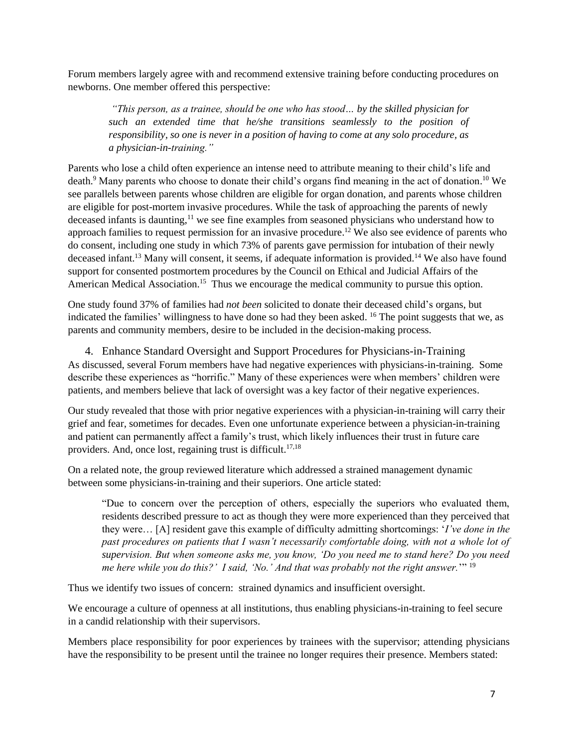Forum members largely agree with and recommend extensive training before conducting procedures on newborns. One member offered this perspective:

> *"This person, as a trainee, should be one who has stood… by the skilled physician for such an extended time that he/she transitions seamlessly to the position of responsibility, so one is never in a position of having to come at any solo procedure, as a physician-in-training."*

Parents who lose a child often experience an intense need to attribute meaning to their child's life and death.[9] Many parents who choose to donate their child's organs find meaning in the act of donation.[10] We see parallels between parents whose children are eligible for organ donation, and parents whose children are eligible for post-mortem invasive procedures. While the task of approaching the parents of newly deceased infants is daunting,[11] we see fine examples from seasoned physicians who understand how to approach families to request permission for an invasive procedure.[12] We also see evidence of parents who do consent, including one study in which 73% of parents gave permission for intubation of their newly deceased infant.[13] Many will consent, it seems, if adequate information is provided.[14] We also have found support for consented postmortem procedures by the Council on Ethical and Judicial Affairs of the American Medical Association.[15] Thus we encourage the medical community to pursue this option.

One study found 37% of families had *not been* solicited to donate their deceased child's organs, but indicated the families' willingness to have done so had they been asked. [16] The point suggests that we, as parents and community members, desire to be included in the decision-making process.

## 4. Enhance Standard Oversight and Support Procedures for Physicians-in-Training

As discussed, several Forum members have had negative experiences with physicians-in-training. Some describe these experiences as "horrific." Many of these experiences were when members' children were patients, and members believe that lack of oversight was a key factor of their negative experiences.

Our study revealed that those with prior negative experiences with a physician-in-training will carry their grief and fear, sometimes for decades. Even one unfortunate experience between a physician-in-training and patient can permanently affect a family's trust, which likely influences their trust in future care providers. And, once lost, regaining trust is difficult.[17,18]

On a related note, the group reviewed literature which addressed a strained management dynamic between some physicians-in-training and their superiors. One article stated:

> "Due to concern over the perception of others, especially the superiors who evaluated them, residents described pressure to act as though they were more experienced than they perceived that they were… [A] resident gave this example of difficulty admitting shortcomings: '*I've done in the past procedures on patients that I wasn't necessarily comfortable doing, with not a whole lot of supervision. But when someone asks me, you know, 'Do you need me to stand here? Do you need me here while you do this?' I said, 'No.' And that was probably not the right answer.*'" [19]

Thus we identify two issues of concern: strained dynamics and insufficient oversight.

We encourage a culture of openness at all institutions, thus enabling physicians-in-training to feel secure in a candid relationship with their supervisors.

Members place responsibility for poor experiences by trainees with the supervisor; attending physicians have the responsibility to be present until the trainee no longer requires their presence. Members stated: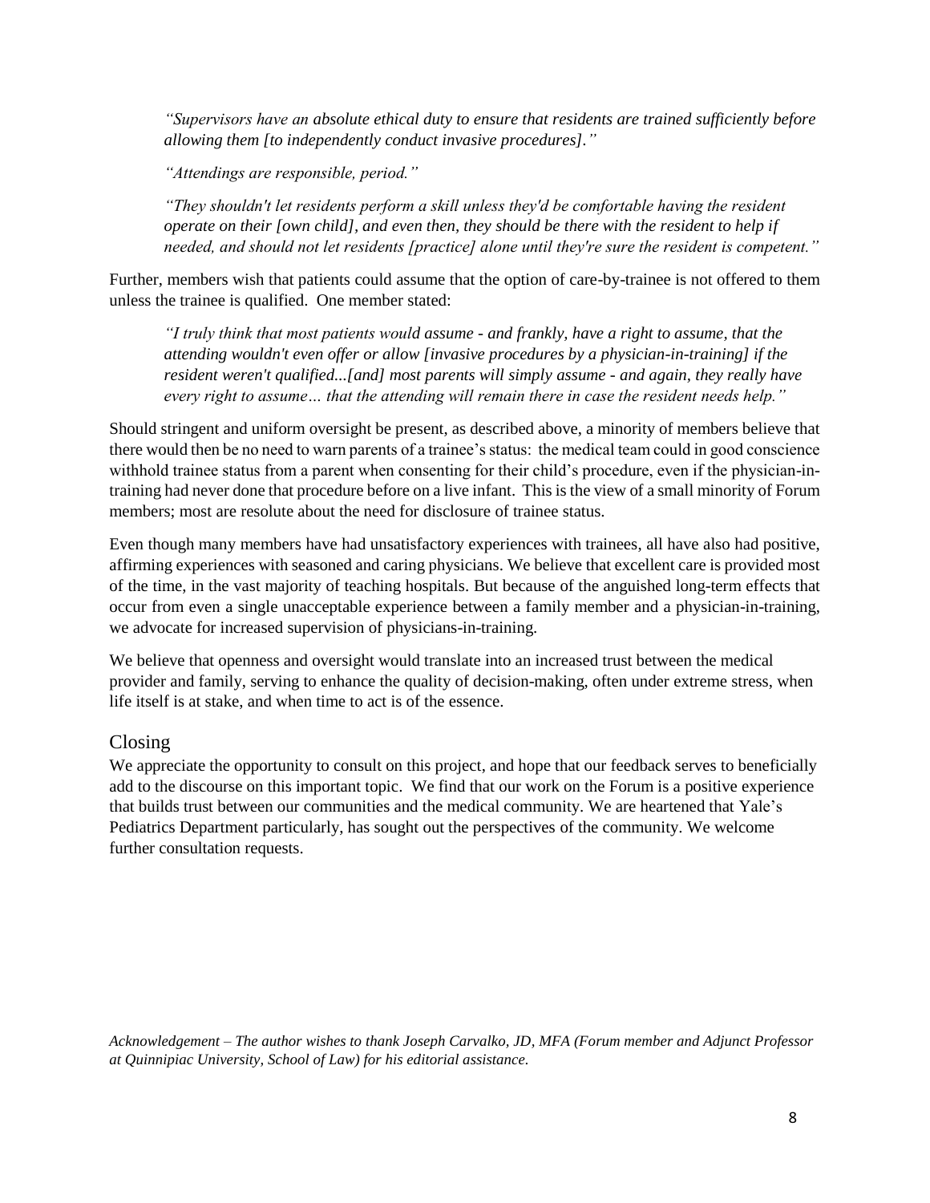*"Supervisors have an absolute ethical duty to ensure that residents are trained sufficiently before allowing them [to independently conduct invasive procedures]."*

*"Attendings are responsible, period."*

*"They shouldn't let residents perform a skill unless they'd be comfortable having the resident operate on their [own child], and even then, they should be there with the resident to help if needed, and should not let residents [practice] alone until they're sure the resident is competent."*

Further, members wish that patients could assume that the option of care-by-trainee is not offered to them unless the trainee is qualified. One member stated:

*"I truly think that most patients would assume - and frankly, have a right to assume, that the attending wouldn't even offer or allow [invasive procedures by a physician-in-training] if the resident weren't qualified...[and] most parents will simply assume - and again, they really have every right to assume… that the attending will remain there in case the resident needs help."*

Should stringent and uniform oversight be present, as described above, a minority of members believe that there would then be no need to warn parents of a trainee's status: the medical team could in good conscience withhold trainee status from a parent when consenting for their child's procedure, even if the physician-in-training had never done that procedure before on a live infant. This is the view of a small minority of Forum members; most are resolute about the need for disclosure of trainee status.

Even though many members have had unsatisfactory experiences with trainees, all have also had positive, affirming experiences with seasoned and caring physicians. We believe that excellent care is provided most of the time, in the vast majority of teaching hospitals. But because of the anguished long-term effects that occur from even a single unacceptable experience between a family member and a physician-in-training, we advocate for increased supervision of physicians-in-training.

We believe that openness and oversight would translate into an increased trust between the medical provider and family, serving to enhance the quality of decision-making, often under extreme stress, when life itself is at stake, and when time to act is of the essence.

## Closing

We appreciate the opportunity to consult on this project, and hope that our feedback serves to beneficially add to the discourse on this important topic. We find that our work on the Forum is a positive experience that builds trust between our communities and the medical community. We are heartened that Yale's Pediatrics Department particularly, has sought out the perspectives of the community. We welcome further consultation requests.

*Acknowledgement – The author wishes to thank Joseph Carvalko, JD, MFA (Forum member and Adjunct Professor at Quinnipiac University, School of Law) for his editorial assistance.*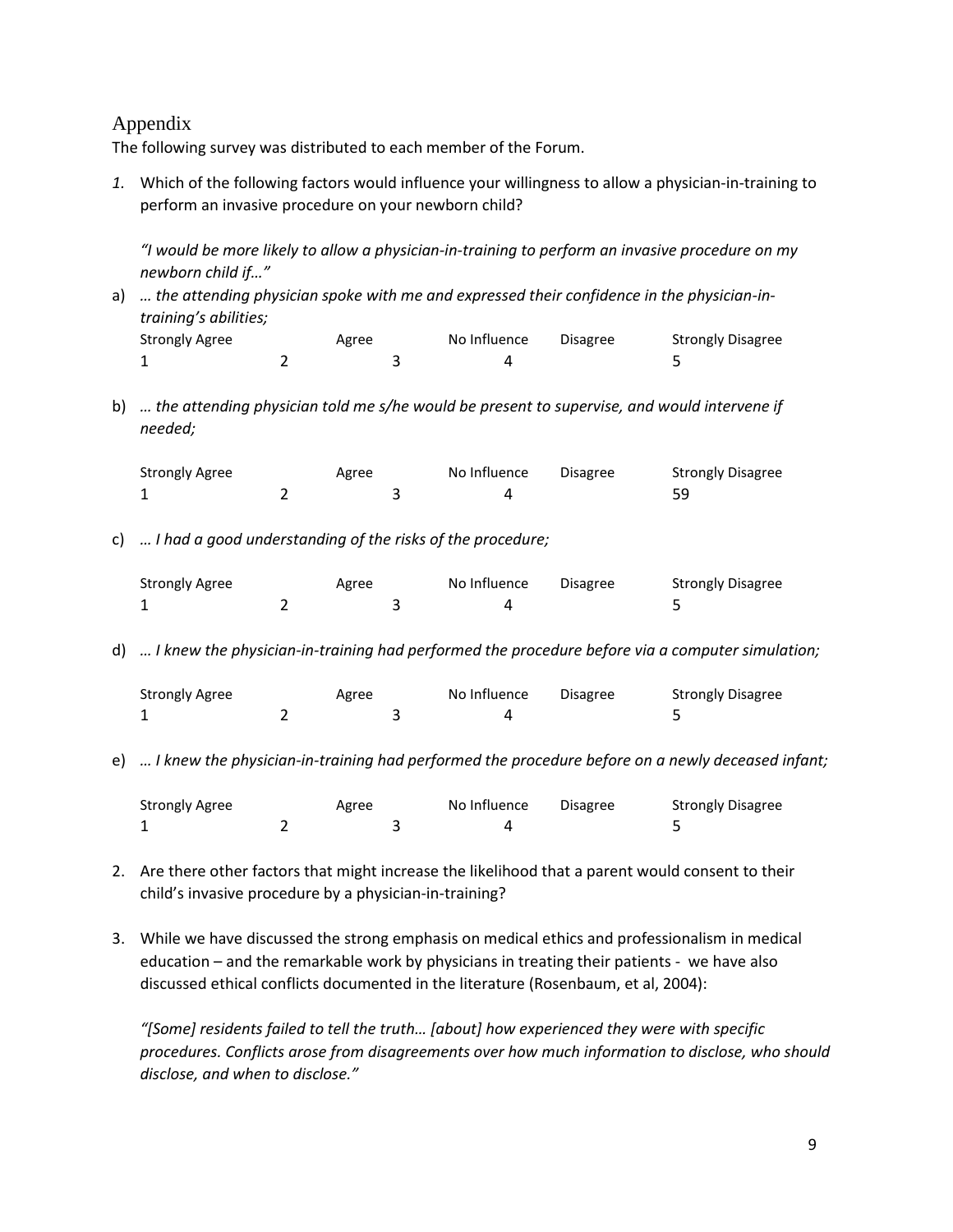## Appendix

The following survey was distributed to each member of the Forum.

1. Which of the following factors would influence your willingness to allow a physician-in-training to perform an invasive procedure on your newborn child?

   *"I would be more likely to allow a physician-in-training to perform an invasive procedure on my newborn child if…"*

a) *… the attending physician spoke with me and expressed their confidence in the physician-in-training's abilities;*

| Strongly Agree | | Agree | | No Influence | Disagree | Strongly Disagree |
|---|---|---|---|---|---|---|
| 1 | 2 | | 3 | 4 | | 5 |

b) *… the attending physician told me s/he would be present to supervise, and would intervene if needed;*

| Strongly Agree | | Agree | | No Influence | Disagree | Strongly Disagree |
|---|---|---|---|---|---|---|
| 1 | 2 | | 3 | 4 | | 59 |

c) *… I had a good understanding of the risks of the procedure;*

| Strongly Agree | | Agree | | No Influence | Disagree | Strongly Disagree |
|---|---|---|---|---|---|---|
| 1 | 2 | | 3 | 4 | | 5 |

d) *… I knew the physician-in-training had performed the procedure before via a computer simulation;*

| Strongly Agree | | Agree | | No Influence | Disagree | Strongly Disagree |
|---|---|---|---|---|---|---|
| 1 | 2 | | 3 | 4 | | 5 |

e) *… I knew the physician-in-training had performed the procedure before on a newly deceased infant;*

| Strongly Agree | | Agree | | No Influence | Disagree | Strongly Disagree |
|---|---|---|---|---|---|---|
| 1 | 2 | | 3 | 4 | | 5 |

2. Are there other factors that might increase the likelihood that a parent would consent to their child's invasive procedure by a physician-in-training?

3. While we have discussed the strong emphasis on medical ethics and professionalism in medical education – and the remarkable work by physicians in treating their patients - we have also discussed ethical conflicts documented in the literature (Rosenbaum, et al, 2004):

   *"[Some] residents failed to tell the truth… [about] how experienced they were with specific procedures. Conflicts arose from disagreements over how much information to disclose, who should disclose, and when to disclose."*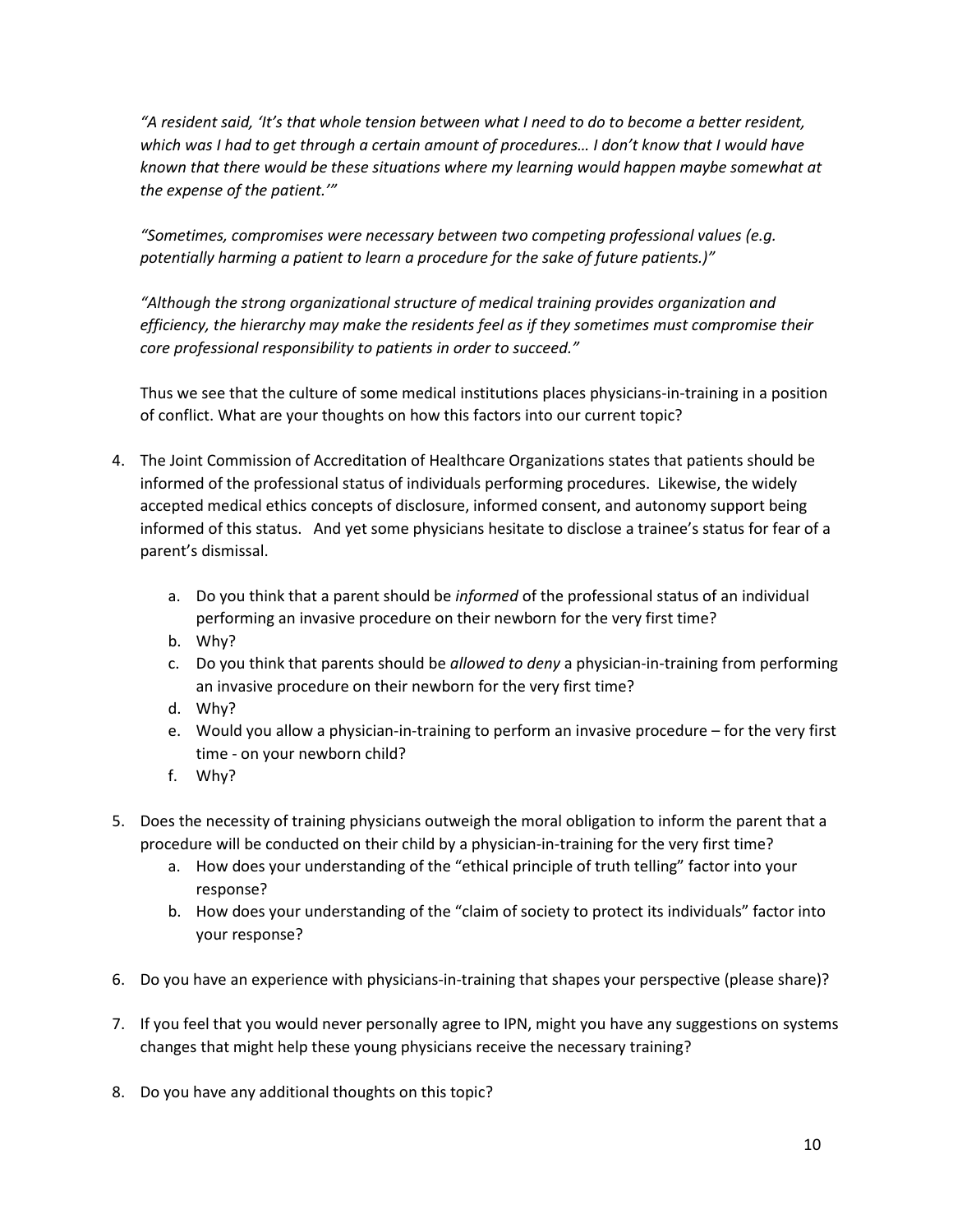*"A resident said, 'It's that whole tension between what I need to do to become a better resident, which was I had to get through a certain amount of procedures… I don't know that I would have known that there would be these situations where my learning would happen maybe somewhat at the expense of the patient.'"*

*"Sometimes, compromises were necessary between two competing professional values (e.g. potentially harming a patient to learn a procedure for the sake of future patients.)"*

*"Although the strong organizational structure of medical training provides organization and efficiency, the hierarchy may make the residents feel as if they sometimes must compromise their core professional responsibility to patients in order to succeed."*

Thus we see that the culture of some medical institutions places physicians-in-training in a position of conflict. What are your thoughts on how this factors into our current topic?

4. The Joint Commission of Accreditation of Healthcare Organizations states that patients should be informed of the professional status of individuals performing procedures. Likewise, the widely accepted medical ethics concepts of disclosure, informed consent, and autonomy support being informed of this status. And yet some physicians hesitate to disclose a trainee's status for fear of a parent's dismissal.
    a. Do you think that a parent should be *informed* of the professional status of an individual performing an invasive procedure on their newborn for the very first time?
    b. Why?
    c. Do you think that parents should be *allowed to deny* a physician-in-training from performing an invasive procedure on their newborn for the very first time?
    d. Why?
    e. Would you allow a physician-in-training to perform an invasive procedure – for the very first time - on your newborn child?
    f. Why?

5. Does the necessity of training physicians outweigh the moral obligation to inform the parent that a procedure will be conducted on their child by a physician-in-training for the very first time?
    a. How does your understanding of the "ethical principle of truth telling" factor into your response?
    b. How does your understanding of the "claim of society to protect its individuals" factor into your response?

6. Do you have an experience with physicians-in-training that shapes your perspective (please share)?

7. If you feel that you would never personally agree to IPN, might you have any suggestions on systems changes that might help these young physicians receive the necessary training?

8. Do you have any additional thoughts on this topic?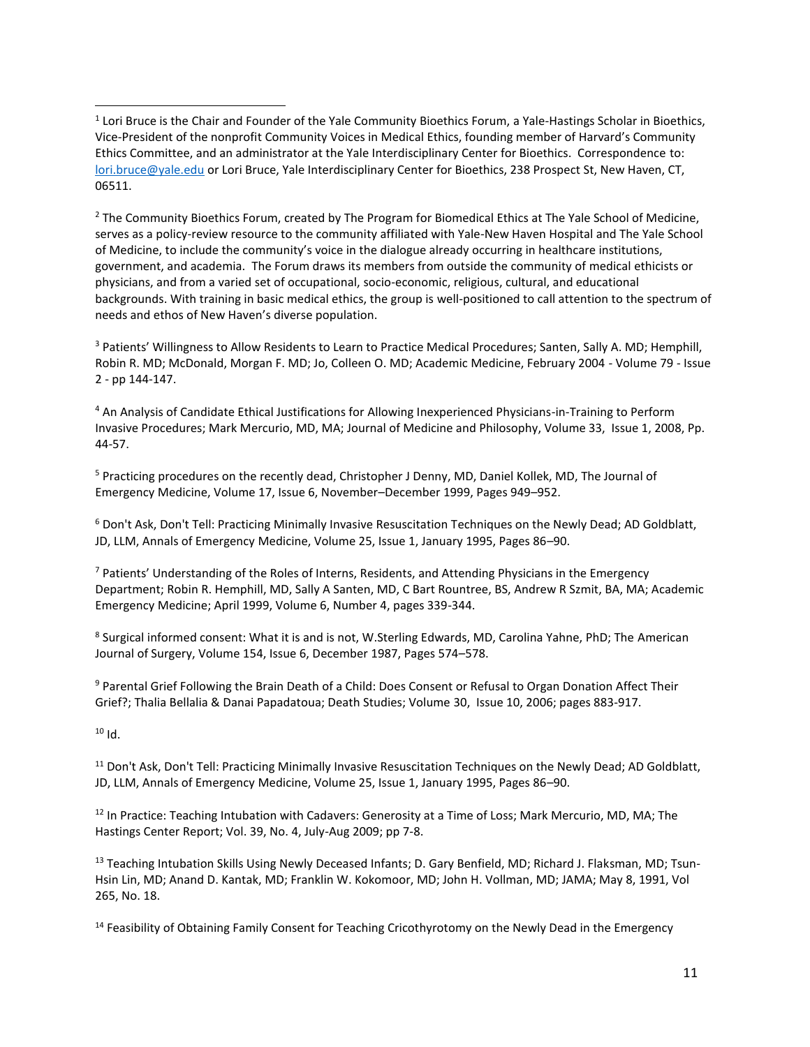[1] Lori Bruce is the Chair and Founder of the Yale Community Bioethics Forum, a Yale-Hastings Scholar in Bioethics, Vice-President of the nonprofit Community Voices in Medical Ethics, founding member of Harvard's Community Ethics Committee, and an administrator at the Yale Interdisciplinary Center for Bioethics. Correspondence to: lori.bruce@yale.edu or Lori Bruce, Yale Interdisciplinary Center for Bioethics, 238 Prospect St, New Haven, CT, 06511.

[2] The Community Bioethics Forum, created by The Program for Biomedical Ethics at The Yale School of Medicine, serves as a policy-review resource to the community affiliated with Yale-New Haven Hospital and The Yale School of Medicine, to include the community's voice in the dialogue already occurring in healthcare institutions, government, and academia. The Forum draws its members from outside the community of medical ethicists or physicians, and from a varied set of occupational, socio-economic, religious, cultural, and educational backgrounds. With training in basic medical ethics, the group is well-positioned to call attention to the spectrum of needs and ethos of New Haven's diverse population.

[3] Patients' Willingness to Allow Residents to Learn to Practice Medical Procedures; Santen, Sally A. MD; Hemphill, Robin R. MD; McDonald, Morgan F. MD; Jo, Colleen O. MD; Academic Medicine, February 2004 - Volume 79 - Issue 2 - pp 144-147.

[4] An Analysis of Candidate Ethical Justifications for Allowing Inexperienced Physicians-in-Training to Perform Invasive Procedures; Mark Mercurio, MD, MA; Journal of Medicine and Philosophy, Volume 33, Issue 1, 2008, Pp. 44-57.

[5] Practicing procedures on the recently dead, Christopher J Denny, MD, Daniel Kollek, MD, The Journal of Emergency Medicine, Volume 17, Issue 6, November–December 1999, Pages 949–952.

[6] Don't Ask, Don't Tell: Practicing Minimally Invasive Resuscitation Techniques on the Newly Dead; AD Goldblatt, JD, LLM, Annals of Emergency Medicine, Volume 25, Issue 1, January 1995, Pages 86–90.

[7] Patients' Understanding of the Roles of Interns, Residents, and Attending Physicians in the Emergency Department; Robin R. Hemphill, MD, Sally A Santen, MD, C Bart Rountree, BS, Andrew R Szmit, BA, MA; Academic Emergency Medicine; April 1999, Volume 6, Number 4, pages 339-344.

[8] Surgical informed consent: What it is and is not, W.Sterling Edwards, MD, Carolina Yahne, PhD; The American Journal of Surgery, Volume 154, Issue 6, December 1987, Pages 574–578.

[9] Parental Grief Following the Brain Death of a Child: Does Consent or Refusal to Organ Donation Affect Their Grief?; Thalia Bellalia & Danai Papadatoua; Death Studies; Volume 30, Issue 10, 2006; pages 883-917.

[10] Id.

[11] Don't Ask, Don't Tell: Practicing Minimally Invasive Resuscitation Techniques on the Newly Dead; AD Goldblatt, JD, LLM, Annals of Emergency Medicine, Volume 25, Issue 1, January 1995, Pages 86–90.

[12] In Practice: Teaching Intubation with Cadavers: Generosity at a Time of Loss; Mark Mercurio, MD, MA; The Hastings Center Report; Vol. 39, No. 4, July-Aug 2009; pp 7-8.

[13] Teaching Intubation Skills Using Newly Deceased Infants; D. Gary Benfield, MD; Richard J. Flaksman, MD; Tsun-Hsin Lin, MD; Anand D. Kantak, MD; Franklin W. Kokomoor, MD; John H. Vollman, MD; JAMA; May 8, 1991, Vol 265, No. 18.

[14] Feasibility of Obtaining Family Consent for Teaching Cricothyrotomy on the Newly Dead in the Emergency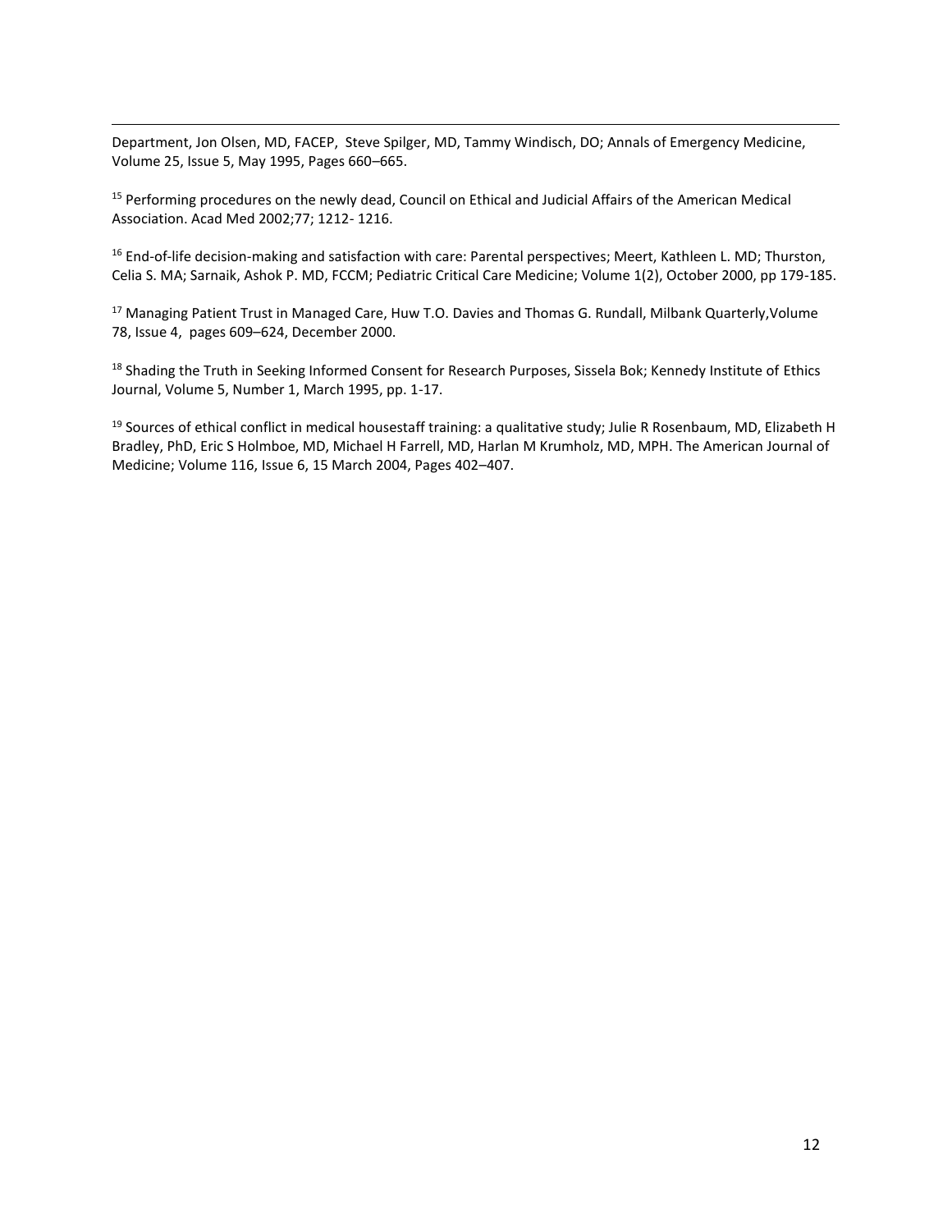Department, Jon Olsen, MD, FACEP, Steve Spilger, MD, Tammy Windisch, DO; Annals of Emergency Medicine, Volume 25, Issue 5, May 1995, Pages 660–665.

[15] Performing procedures on the newly dead, Council on Ethical and Judicial Affairs of the American Medical Association. Acad Med 2002;77; 1212- 1216.

[16] End-of-life decision-making and satisfaction with care: Parental perspectives; Meert, Kathleen L. MD; Thurston, Celia S. MA; Sarnaik, Ashok P. MD, FCCM; Pediatric Critical Care Medicine; Volume 1(2), October 2000, pp 179-185.

[17] Managing Patient Trust in Managed Care, Huw T.O. Davies and Thomas G. Rundall, Milbank Quarterly,Volume 78, Issue 4, pages 609–624, December 2000.

[18] Shading the Truth in Seeking Informed Consent for Research Purposes, Sissela Bok; Kennedy Institute of Ethics Journal, Volume 5, Number 1, March 1995, pp. 1-17.

[19] Sources of ethical conflict in medical housestaff training: a qualitative study; Julie R Rosenbaum, MD, Elizabeth H Bradley, PhD, Eric S Holmboe, MD, Michael H Farrell, MD, Harlan M Krumholz, MD, MPH. The American Journal of Medicine; Volume 116, Issue 6, 15 March 2004, Pages 402–407.